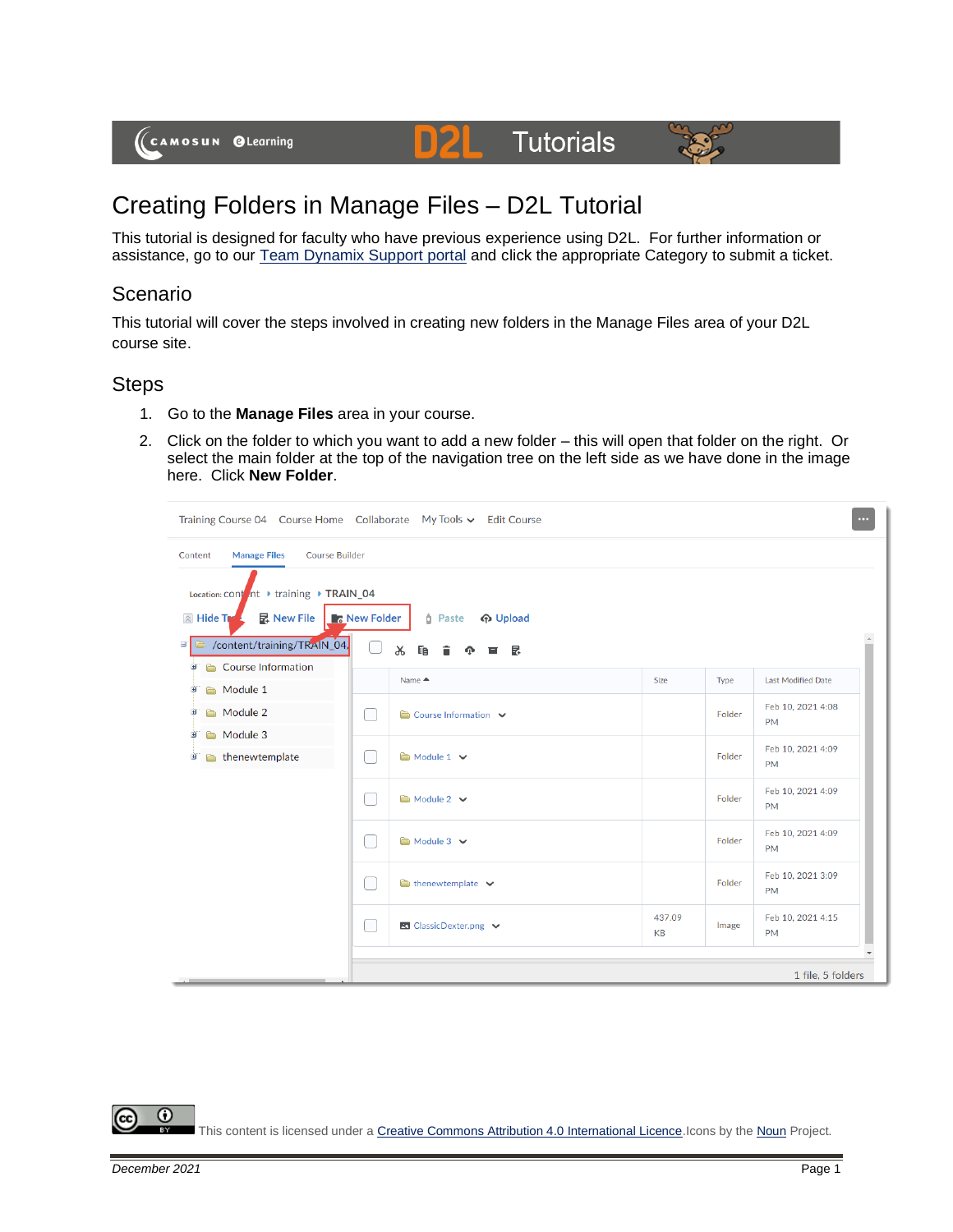# Creating Folders in Manage Files – D2L Tutorial

This tutorial is designed for faculty who have previous experience using D2L. For further information or assistance, go to our Team Dynamix Support portal and click the appropriate Category to submit a ticket.

## Scenario

This tutorial will cover the steps involved in creating new folders in the Manage Files area of your D2L course site.

## Steps

1. Go to the **Manage Files** area in your course.
2. Click on the folder to which you want to add a new folder – this will open that folder on the right. Or select the main folder at the top of the navigation tree on the left side as we have done in the image here. Click **New Folder**.

This content is licensed under a Creative Commons Attribution 4.0 International Licence. Icons by the Noun Project.

*December 2021*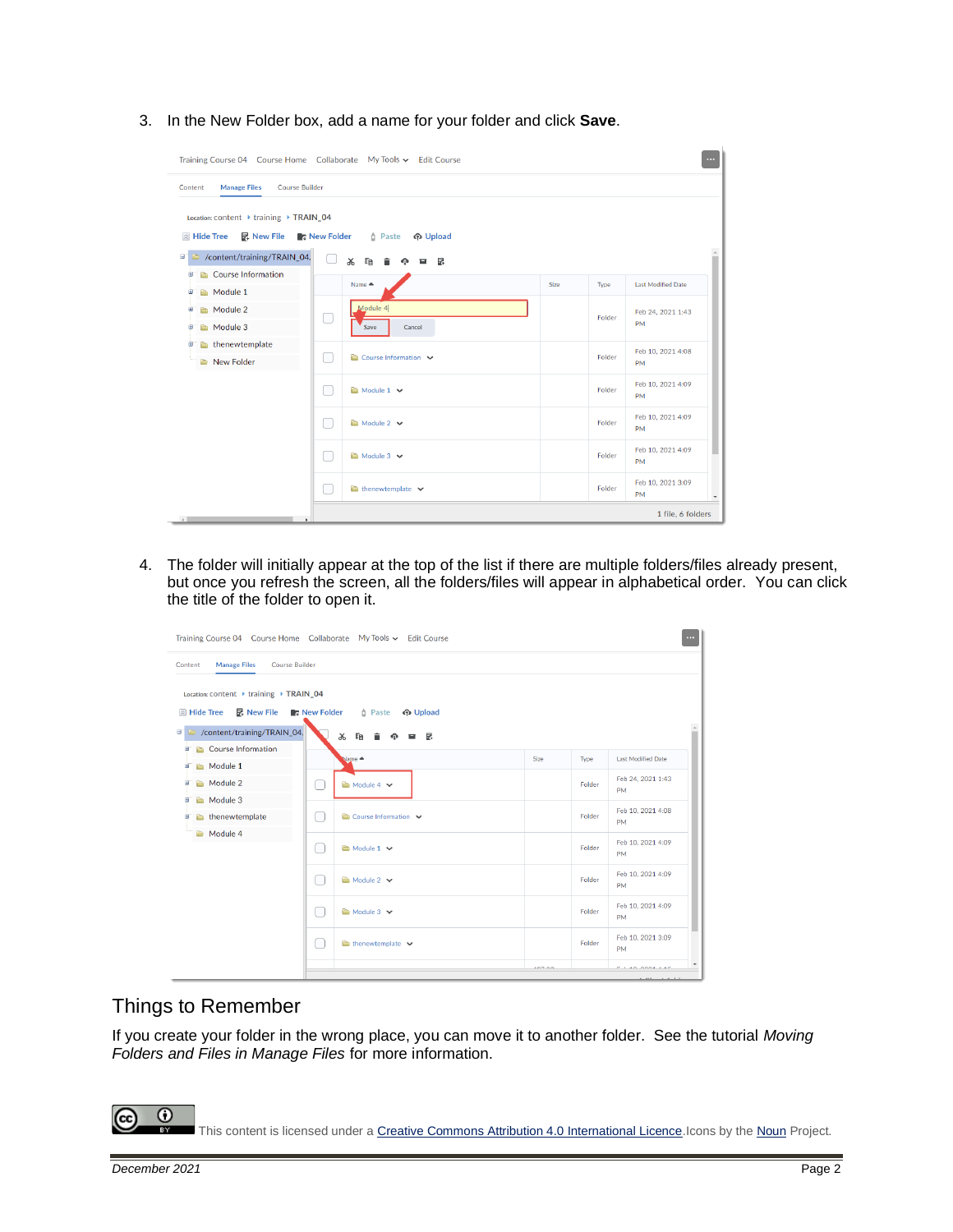3. In the New Folder box, add a name for your folder and click **Save**.

4. The folder will initially appear at the top of the list if there are multiple folders/files already present, but once you refresh the screen, all the folders/files will appear in alphabetical order. You can click the title of the folder to open it.

## Things to Remember

If you create your folder in the wrong place, you can move it to another folder. See the tutorial *Moving Folders and Files in Manage Files* for more information.

This content is licensed under a Creative Commons Attribution 4.0 International Licence. Icons by the Noun Project.

*December 2021*